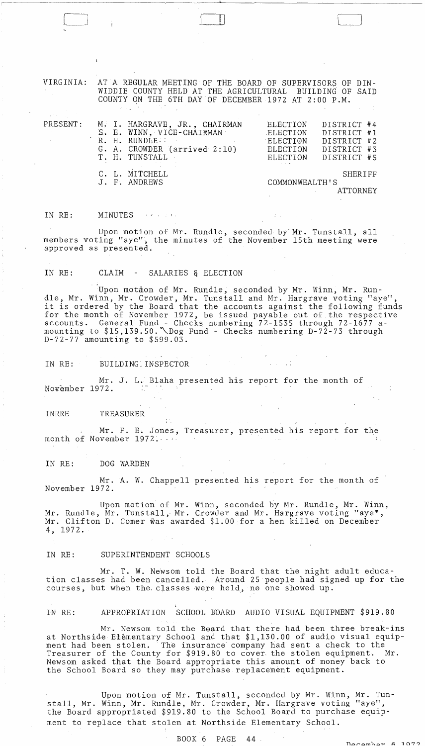VIRGINIA: AT A REGULAR MEETING OF THE BOARD OF SUPERVISORS OF DINWIDDIE COUNTY HELD AT THE AGRICULTURAL BUILDING OF SAID COUNTY ON THE 6TH DAY OF DECEMBER 1972 AT 2:00 P.M.

| PRESENT: | | |
|---|---|---|
| | M. I. HARGRAVE, JR., CHAIRMAN | ELECTION DISTRICT #4 |
| | S. E. WINN, VICE-CHAIRMAN | ELECTION DISTRICT #1 |
| | R. H. RUNDLE | ELECTION DISTRICT #2 |
| | G. A. CROWDER (arrived 2:10) | ELECTION DISTRICT #3 |
| | T. H. TUNSTALL | ELECTION DISTRICT #5 |
| | C. L. MITCHELL | SHERIFF |
| | J. F. ANDREWS | COMMONWEALTH'S ATTORNEY |

IN RE: MINUTES

Upon motion of Mr. Rundle, seconded by Mr. Tunstall, all members voting "aye", the minutes of the November 15th meeting were approved as presented.

IN RE: CLAIM - SALARIES & ELECTION

Upon motion of Mr. Rundle, seconded by Mr. Winn, Mr. Rundle, Mr. Winn, Mr. Crowder, Mr. Tunstall and Mr. Hargrave voting "aye", it is ordered by the Board that the accounts against the following funds for the month of November 1972, be issued payable out of the respective accounts. General Fund - Checks numbering 72-1535 through 72-1677 amounting to $15,139.50. Dog Fund - Checks numbering D-72-73 through D-72-77 amounting to $599.03.

IN RE: BUILDING INSPECTOR

Mr. J. L. Blaha presented his report for the month of November 1972.

IN RE TREASURER

Mr. F. E. Jones, Treasurer, presented his report for the month of November 1972.

IN RE: DOG WARDEN

Mr. A. W. Chappell presented his report for the month of November 1972.

Upon motion of Mr. Winn, seconded by Mr. Rundle, Mr. Winn, Mr. Rundle, Mr. Tunstall, Mr. Crowder and Mr. Hargrave voting "aye", Mr. Clifton D. Comer was awarded $1.00 for a hen killed on December 4, 1972.

IN RE: SUPERINTENDENT SCHOOLS

Mr. T. W. Newsom told the Board that the night adult education classes had been cancelled. Around 25 people had signed up for the courses, but when the classes were held, no one showed up.

IN RE: APPROPRIATION SCHOOL BOARD AUDIO VISUAL EQUIPMENT $919.80

Mr. Newsom told the Board that there had been three break-ins at Northside Elementary School and that $1,130.00 of audio visual equipment had been stolen. The insurance company had sent a check to the Treasurer of the County for $919.80 to cover the stolen equipment. Mr. Newsom asked that the Board appropriate this amount of money back to the School Board so they may purchase replacement equipment.

Upon motion of Mr. Tunstall, seconded by Mr. Winn, Mr. Tunstall, Mr. Winn, Mr. Rundle, Mr. Crowder, Mr. Hargrave voting "aye", the Board appropriated $919.80 to the School Board to purchase equipment to replace that stolen at Northside Elementary School.

BOOK 6 PAGE 44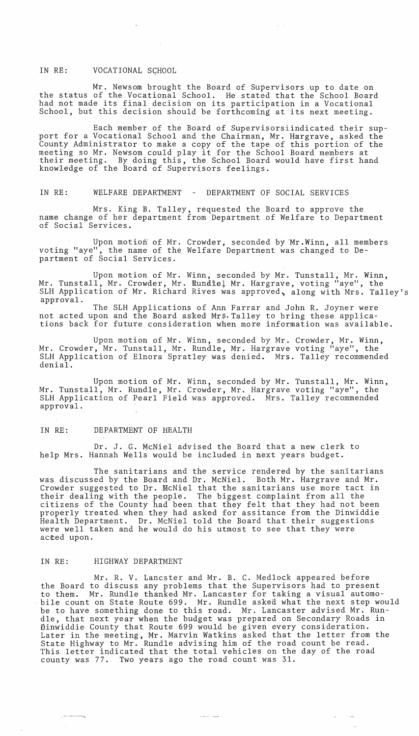IN RE: VOCATIONAL SCHOOL

Mr. Newsom brought the Board of Supervisors up to date on the status of the Vocational School. He stated that the School Board had not made its final decision on its participation in a Vocational School, but this decision should be forthcoming at its next meeting.

Each member of the Board of Supervisorsiindicated their support for a Vocational School and the Chairman, Mr. Hargrave, asked the County Administrator to make a copy of the tape of this portion of the meeting so Mr. Newsom could play it for the School Board members at their meeting. By doing this, the School Board would have first hand knowledge of the Board of Supervisors feelings.

IN RE: WELFARE DEPARTMENT - DEPARTMENT OF SOCIAL SERVICES

Mrs. King B. Talley, requested the Board to approve the name change of her department from Department of Welfare to Department of Social Services.

Upon motion of Mr. Crowder, seconded by Mr.Winn, all members voting "aye", the name of the Welfare Department was changed to Department of Social Services.

Upon motion of Mr. Winn, seconded by Mr. Tunstall, Mr. Winn, Mr. Tunstall, Mr. Crowder, Mr. Rundle, Mr. Hargrave, voting "aye", the SLH Application of Mr. Richard Rives was approved, along with Mrs. Talley's approval.

The SLH Applications of Ann Farrar and John R. Joyner were not acted upon and the Board asked Mrs. Talley to bring these applications back for future consideration when more information was available.

Upon motion of Mr. Winn, seconded by Mr. Crowder, Mr. Winn, Mr. Crowder, Mr. Tunstall, Mr. Rundle, Mr. Hargrave voting "aye", the SLH Application of Elnora Spratley was denied. Mrs. Talley recommended denial.

Upon motion of Mr. Winn, seconded by Mr. Tunstall, Mr. Winn, Mr. Tunstall, Mr. Rundle, Mr. Crowder, Mr. Hargrave voting "aye", the SLH Application of Pearl Field was approved. Mrs. Talley recommended approval.

IN RE: DEPARTMENT OF HEALTH

Dr. J. G. McNiel advised the Board that a new clerk to help Mrs. Hannah Wells would be included in next years budget.

The sanitarians and the service rendered by the sanitarians was discussed by the Board and Dr. McNiel. Both Mr. Hargrave and Mr. Crowder suggested to Dr. McNiel that the sanitarians use more tact in their dealing with the people. The biggest complaint from all the citizens of the County had been that they felt that they had not been properly treated when they had asked for assitance from the Dinwiddie Health Department. Dr. McNiel told the Board that their suggestions were well taken and he would do his utmost to see that they were acted upon.

IN RE: HIGHWAY DEPARTMENT

Mr. R. V. Lancster and Mr. B. C. Medlock appeared before the Board to discuss any problems that the Supervisors had to present to them. Mr. Rundle thanked Mr. Lancaster for taking a visual automobile count on State Route 699. Mr. Rundle asked what the next step would be to have something done to this road. Mr. Lancaster advised Mr. Rundle, that next year when the budget was prepared on Secondary Roads in Dinwiddie County that Route 699 would be given every consideration. Later in the meeting, Mr. Marvin Watkins asked that the letter from the State Highway to Mr. Rundle advising him of the road count be read. This letter indicated that the total vehicles on the day of the road county was 77. Two years ago the road count was 31.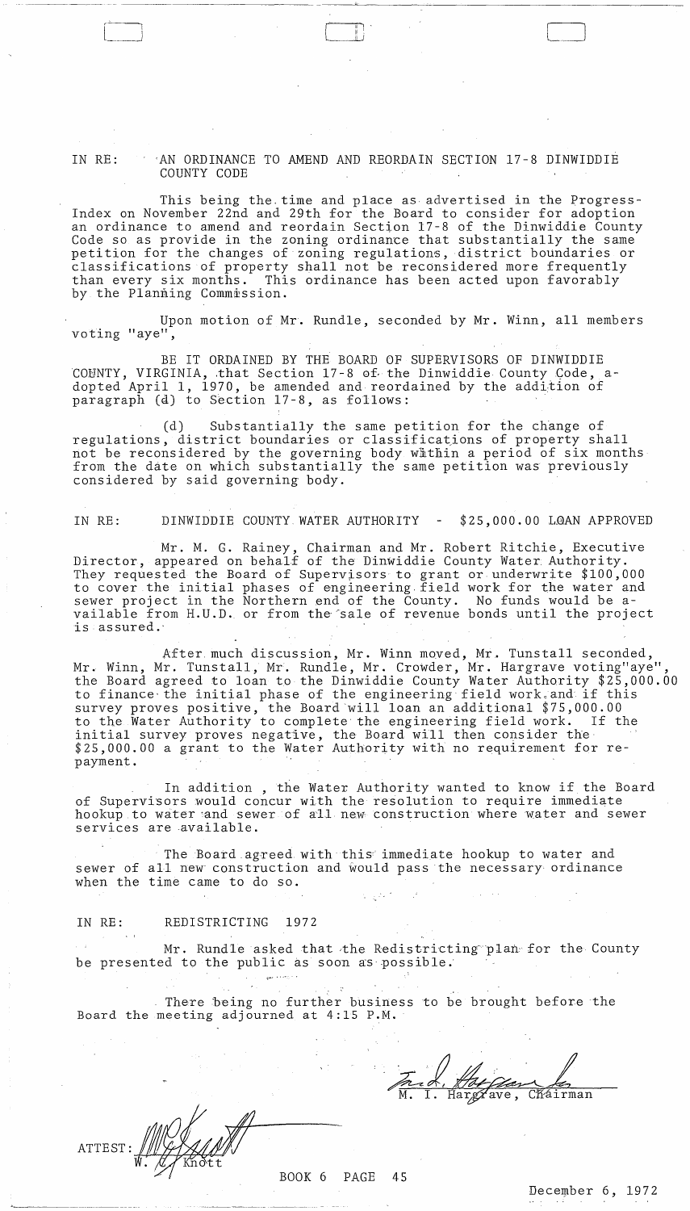IN RE: AN ORDINANCE TO AMEND AND REORDAIN SECTION 17-8 DINWIDDIE COUNTY CODE

This being the time and place as advertised in the Progress-Index on November 22nd and 29th for the Board to consider for adoption an ordinance to amend and reordain Section 17-8 of the Dinwiddie County Code so as provide in the zoning ordinance that substantially the same petition for the changes of zoning regulations, district boundaries or classifications of property shall not be reconsidered more frequently than every six months. This ordinance has been acted upon favorably by the Planning Commission.

Upon motion of Mr. Rundle, seconded by Mr. Winn, all members voting "aye",

BE IT ORDAINED BY THE BOARD OF SUPERVISORS OF DINWIDDIE COUNTY, VIRGINIA, that Section 17-8 of the Dinwiddie County Code, adopted April 1, 1970, be amended and reordained by the addition of paragraph (d) to Section 17-8, as follows:

(d) Substantially the same petition for the change of regulations, district boundaries or classifications of property shall not be reconsidered by the governing body within a period of six months from the date on which substantially the same petition was previously considered by said governing body.

IN RE: DINWIDDIE COUNTY WATER AUTHORITY - $25,000.00 LOAN APPROVED

Mr. M. G. Rainey, Chairman and Mr. Robert Ritchie, Executive Director, appeared on behalf of the Dinwiddie County Water Authority. They requested the Board of Supervisors to grant or underwrite $100,000 to cover the initial phases of engineering field work for the water and sewer project in the Northern end of the County. No funds would be available from H.U.D. or from the sale of revenue bonds until the project is assured.

After much discussion, Mr. Winn moved, Mr. Tunstall seconded, Mr. Winn, Mr. Tunstall, Mr. Rundle, Mr. Crowder, Mr. Hargrave voting "aye", the Board agreed to loan to the Dinwiddie County Water Authority $25,000.00 to finance the initial phase of the engineering field work and if this survey proves positive, the Board will loan an additional $75,000.00 to the Water Authority to complete the engineering field work. If the initial survey proves negative, the Board will then consider the $25,000.00 a grant to the Water Authority with no requirement for repayment.

In addition, the Water Authority wanted to know if the Board of Supervisors would concur with the resolution to require immediate hookup to water and sewer of all new construction where water and sewer services are available.

The Board agreed with this immediate hookup to water and sewer of all new construction and would pass the necessary ordinance when the time came to do so.

IN RE: REDISTRICTING 1972

Mr. Rundle asked that the Redistricting plan for the County be presented to the public as soon as possible.

There being no further business to be brought before the Board the meeting adjourned at 4:15 P.M.

M. I. Hargrave, Chairman

ATTEST: W. C. Knott

BOOK 6 PAGE 45

December 6, 1972